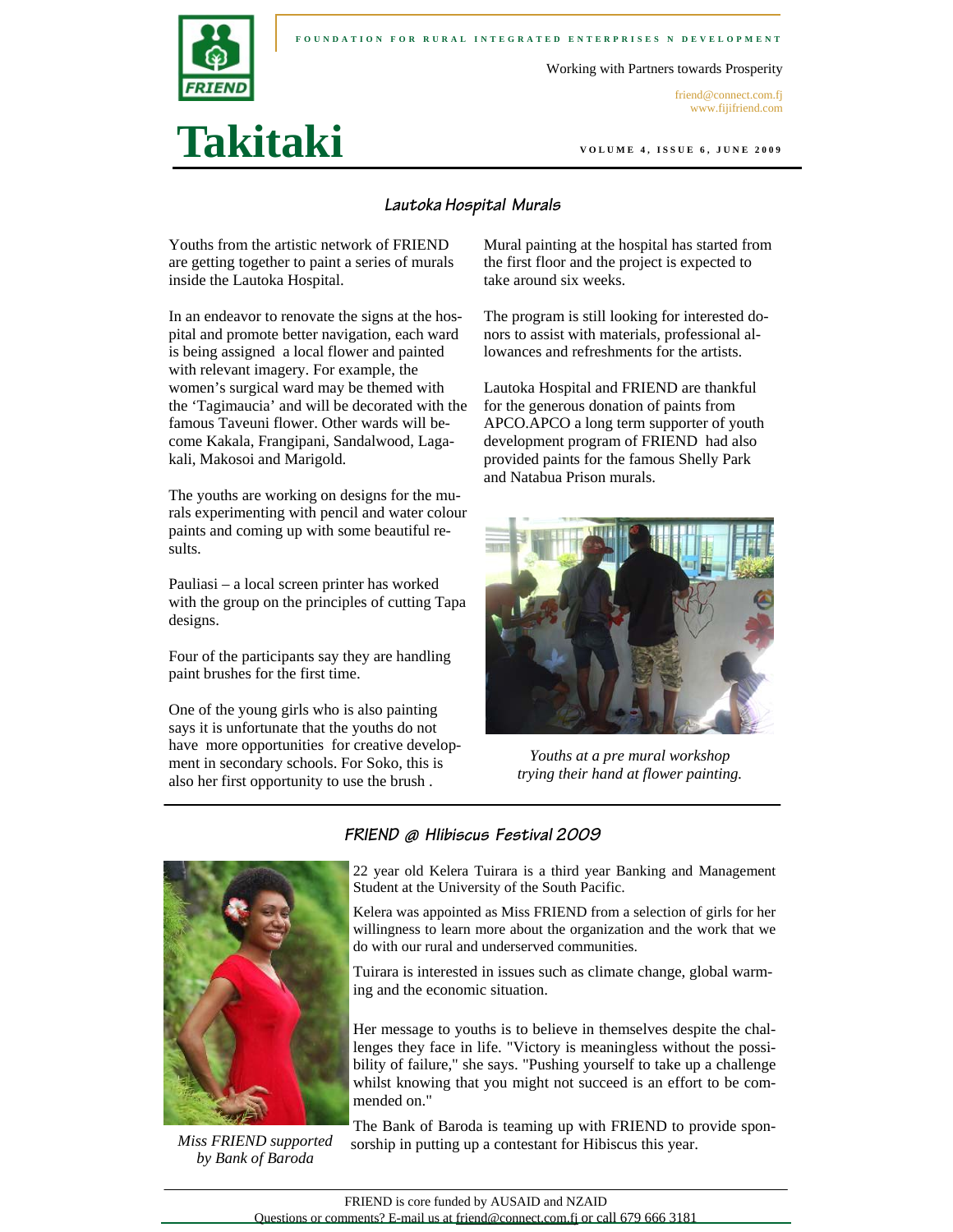FOUNDATION FOR RURAL INTEGRATED ENTERPRISES N DEVELOPMENT

Working with Partners towards Prosperity

friend@connect.com.fj
www.fijifriend.com

# Takitaki

VOLUME 4, ISSUE 6, JUNE 2009

## Lautoka Hospital Murals

Youths from the artistic network of FRIEND are getting together to paint a series of murals inside the Lautoka Hospital.

In an endeavor to renovate the signs at the hospital and promote better navigation, each ward is being assigned a local flower and painted with relevant imagery. For example, the women's surgical ward may be themed with the 'Tagimaucia' and will be decorated with the famous Taveuni flower. Other wards will become Kakala, Frangipani, Sandalwood, Lagakali, Makosoi and Marigold.

The youths are working on designs for the murals experimenting with pencil and water colour paints and coming up with some beautiful results.

Pauliasi – a local screen printer has worked with the group on the principles of cutting Tapa designs.

Four of the participants say they are handling paint brushes for the first time.

One of the young girls who is also painting says it is unfortunate that the youths do not have more opportunities for creative development in secondary schools. For Soko, this is also her first opportunity to use the brush .

Mural painting at the hospital has started from the first floor and the project is expected to take around six weeks.

The program is still looking for interested donors to assist with materials, professional allowances and refreshments for the artists.

Lautoka Hospital and FRIEND are thankful for the generous donation of paints from APCO.APCO a long term supporter of youth development program of FRIEND had also provided paints for the famous Shelly Park and Natabua Prison murals.

*Youths at a pre mural workshop trying their hand at flower painting.*

## FRIEND @ Hlibiscus Festival 2009

22 year old Kelera Tuirara is a third year Banking and Management Student at the University of the South Pacific.

Kelera was appointed as Miss FRIEND from a selection of girls for her willingness to learn more about the organization and the work that we do with our rural and underserved communities.

Tuirara is interested in issues such as climate change, global warming and the economic situation.

Her message to youths is to believe in themselves despite the challenges they face in life. "Victory is meaningless without the possibility of failure," she says. "Pushing yourself to take up a challenge whilst knowing that you might not succeed is an effort to be commended on."

The Bank of Baroda is teaming up with FRIEND to provide sponsorship in putting up a contestant for Hibiscus this year.

*Miss FRIEND supported by Bank of Baroda*

FRIEND is core funded by AUSAID and NZAID
Questions or comments? E-mail us at friend@connect.com.fj or call 679 666 3181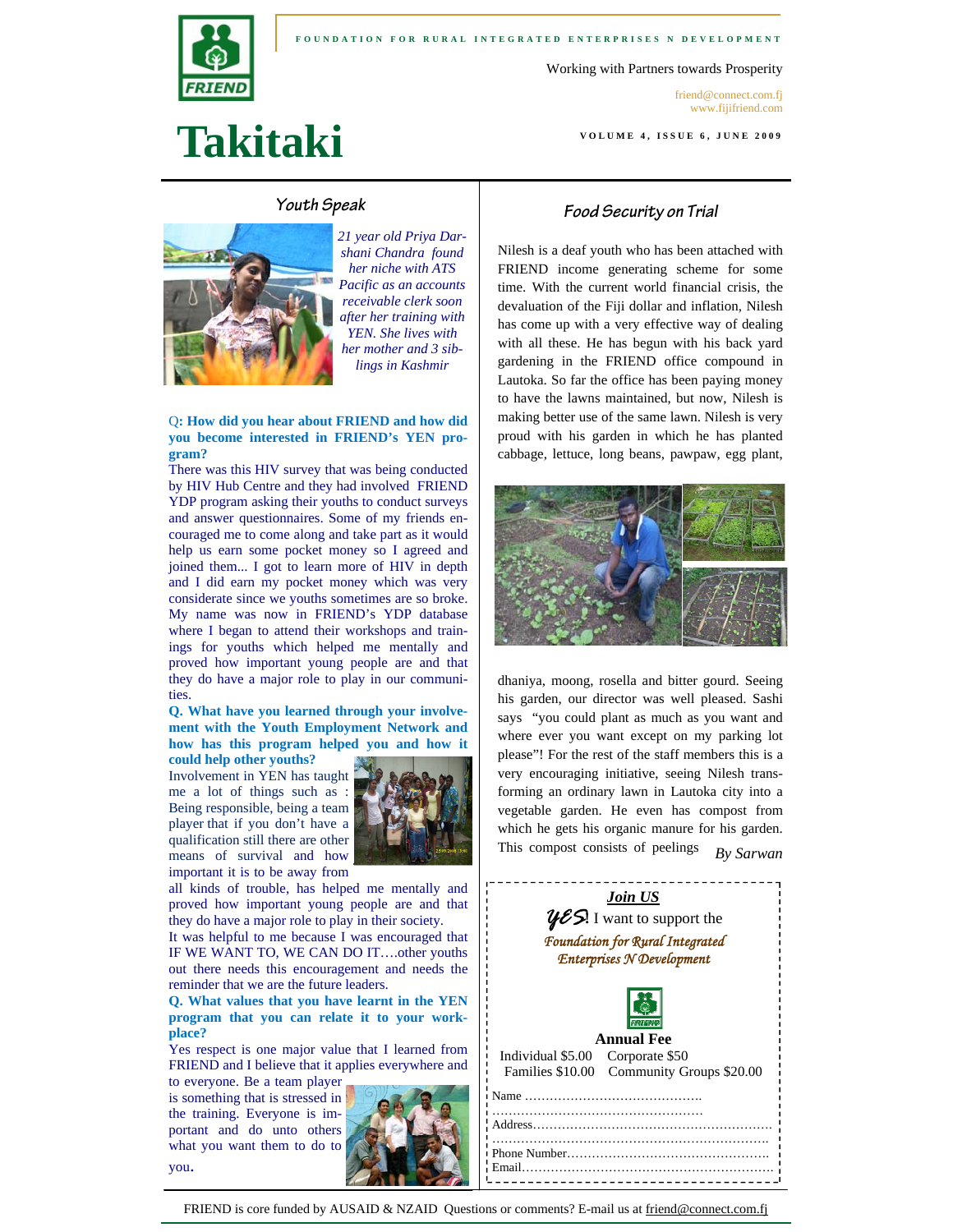FOUNDATION FOR RURAL INTEGRATED ENTERPRISES N DEVELOPMENT

Working with Partners towards Prosperity

friend@connect.com.fj
www.fijifriend.com

# Takitaki

VOLUME 4, ISSUE 6, JUNE 2009

## Youth Speak

*21 year old Priya Darshani Chandra found her niche with ATS Pacific as an accounts receivable clerk soon after her training with YEN. She lives with her mother and 3 siblings in Kashmir*

**Q: How did you hear about FRIEND and how did you become interested in FRIEND's YEN program?**

There was this HIV survey that was being conducted by HIV Hub Centre and they had involved FRIEND YDP program asking their youths to conduct surveys and answer questionnaires. Some of my friends encouraged me to come along and take part as it would help us earn some pocket money so I agreed and joined them... I got to learn more of HIV in depth and I did earn my pocket money which was very considerate since we youths sometimes are so broke. My name was now in FRIEND's YDP database where I began to attend their workshops and trainings for youths which helped me mentally and proved how important young people are and that they do have a major role to play in our communities.

**Q. What have you learned through your involvement with the Youth Employment Network and how has this program helped you and how it could help other youths?**

Involvement in YEN has taught me a lot of things such as : Being responsible, being a team player that if you don't have a qualification still there are other means of survival and how important it is to be away from all kinds of trouble, has helped me mentally and proved how important young people are and that they do have a major role to play in their society.

It was helpful to me because I was encouraged that IF WE WANT TO, WE CAN DO IT….other youths out there needs this encouragement and needs the reminder that we are the future leaders.

**Q. What values that you have learnt in the YEN program that you can relate it to your workplace?**

Yes respect is one major value that I learned from FRIEND and I believe that it applies everywhere and to everyone. Be a team player is something that is stressed in the training. Everyone is important and do unto others what you want them to do to you.

## Food Security on Trial

Nilesh is a deaf youth who has been attached with FRIEND income generating scheme for some time. With the current world financial crisis, the devaluation of the Fiji dollar and inflation, Nilesh has come up with a very effective way of dealing with all these. He has begun with his back yard gardening in the FRIEND office compound in Lautoka. So far the office has been paying money to have the lawns maintained, but now, Nilesh is making better use of the same lawn. Nilesh is very proud with his garden in which he has planted cabbage, lettuce, long beans, pawpaw, egg plant, dhaniya, moong, rosella and bitter gourd. Seeing his garden, our director was well pleased. Sashi says "you could plant as much as you want and where ever you want except on my parking lot please"! For the rest of the staff members this is a very encouraging initiative, seeing Nilesh transforming an ordinary lawn in Lautoka city into a vegetable garden. He even has compost from which he gets his organic manure for his garden. This compost consists of peelings

*By Sarwan*

**Join US**

*YES!* I want to support the *Foundation for Rural Integrated Enterprises N Development*

**Annual Fee**

Individual $5.00 Corporate $50
Families $10.00 Community Groups $20.00

Name …………………………………….
…………………………………………….
Address…………………………………………………
…………………………………………………………
Phone Number…………………………………………
Email……………………………………………………

FRIEND is core funded by AUSAID & NZAID Questions or comments? E-mail us at friend@connect.com.fj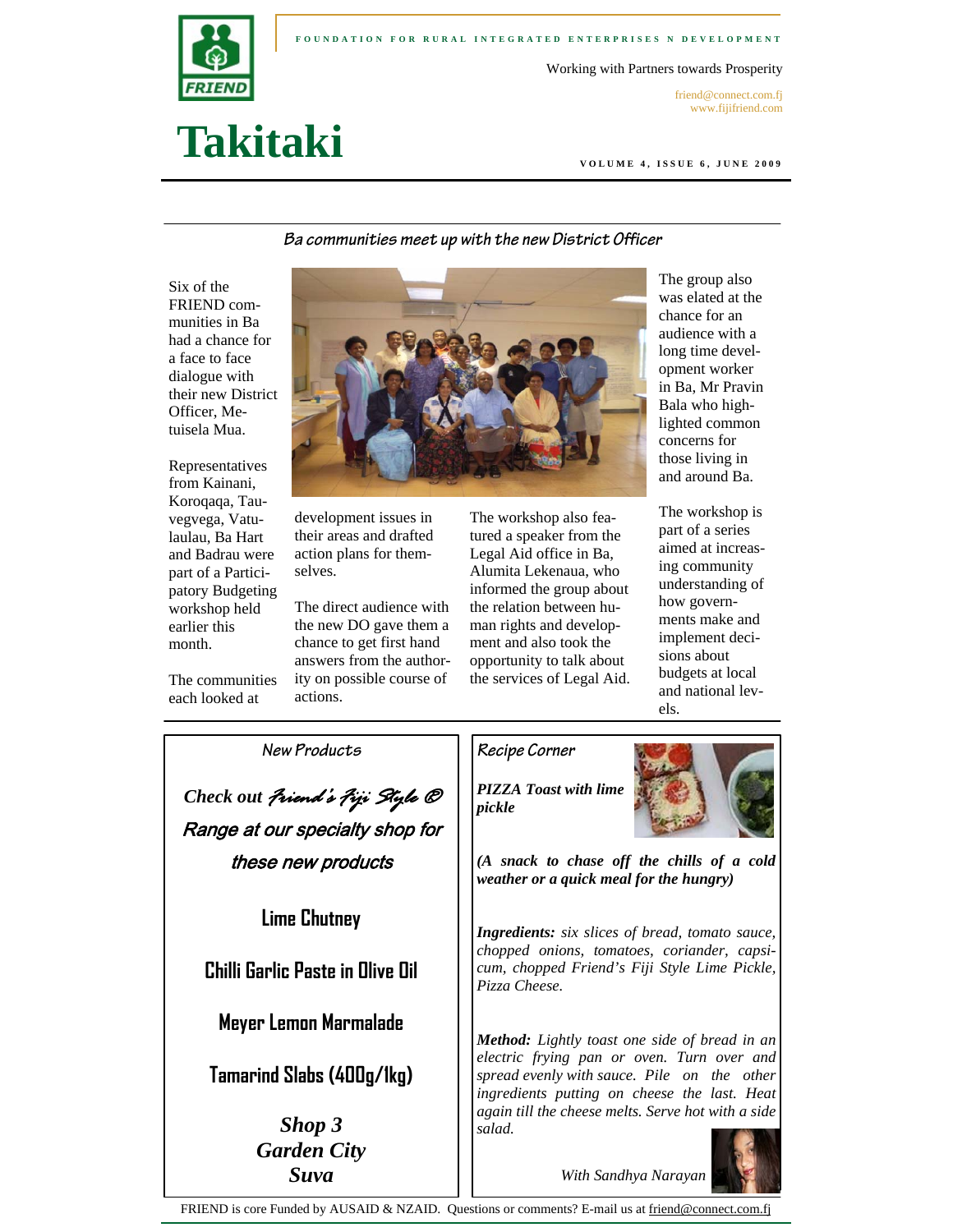# Takitaki

FOUNDATION FOR RURAL INTEGRATED ENTERPRISES N DEVELOPMENT

Working with Partners towards Prosperity

friend@connect.com.fj
www.fijifriend.com

VOLUME 4, ISSUE 6, JUNE 2009

## Ba communities meet up with the new District Officer

Six of the FRIEND communities in Ba had a chance for a face to face dialogue with their new District Officer, Metuisela Mua.

Representatives from Kainani, Koroqaqa, Tauvegvega, Vatulaulau, Ba Hart and Badrau were part of a Participatory Budgeting workshop held earlier this month.

The communities each looked at development issues in their areas and drafted action plans for themselves.

The direct audience with the new DO gave them a chance to get first hand answers from the authority on possible course of actions.

The workshop also featured a speaker from the Legal Aid office in Ba, Alumita Lekenaua, who informed the group about the relation between human rights and development and also took the opportunity to talk about the services of Legal Aid.

The group also was elated at the chance for an audience with a long time development worker in Ba, Mr Pravin Bala who highlighted common concerns for those living in and around Ba.

The workshop is part of a series aimed at increasing community understanding of how governments make and implement decisions about budgets at local and national levels.

## New Products

*Check out Friend's Fiji Style ® Range at our specialty shop for these new products*

**Lime Chutney**

**Chilli Garlic Paste in Olive Oil**

**Meyer Lemon Marmalade**

**Tamarind Slabs (400g/1kg)**

***Shop 3***
***Garden City***
***Suva***

## Recipe Corner

***PIZZA Toast with lime pickle***

***(A snack to chase off the chills of a cold weather or a quick meal for the hungry)***

***Ingredients:*** *six slices of bread, tomato sauce, chopped onions, tomatoes, coriander, capsicum, chopped Friend's Fiji Style Lime Pickle, Pizza Cheese.*

***Method:*** *Lightly toast one side of bread in an electric frying pan or oven. Turn over and spread evenly with sauce. Pile on the other ingredients putting on cheese the last. Heat again till the cheese melts. Serve hot with a side salad.*

*With Sandhya Narayan*

FRIEND is core Funded by AUSAID & NZAID. Questions or comments? E-mail us at friend@connect.com.fj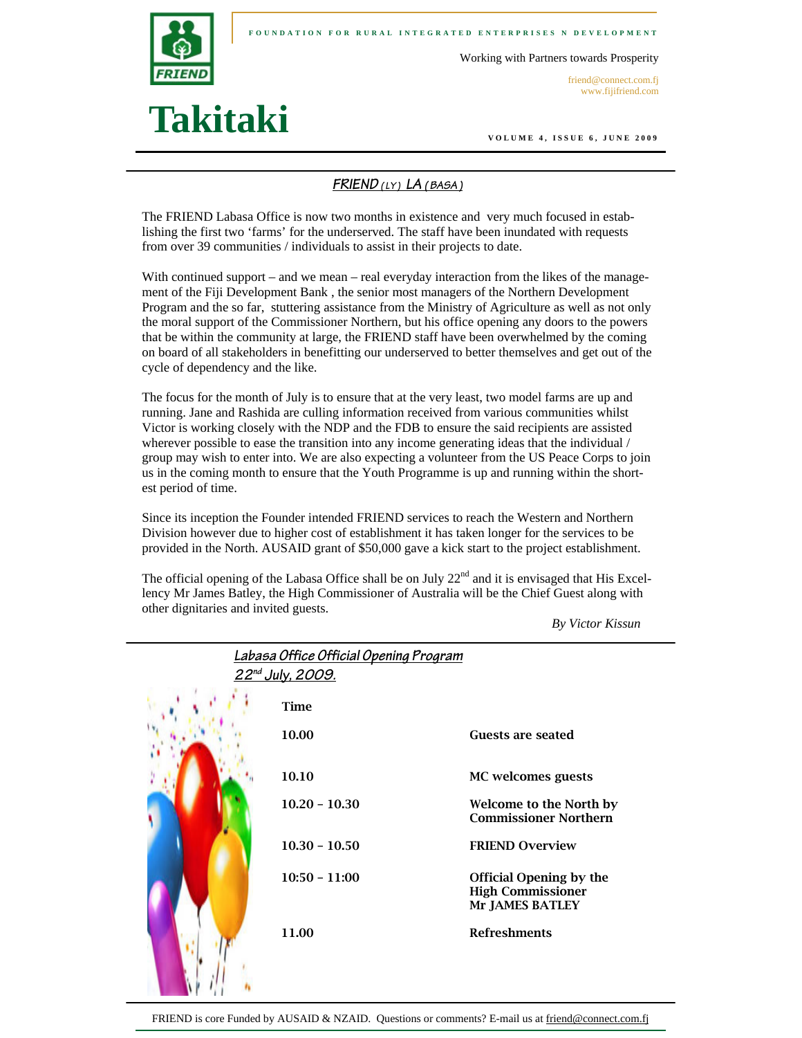FOUNDATION FOR RURAL INTEGRATED ENTERPRISES N DEVELOPMENT

Working with Partners towards Prosperity

friend@connect.com.fj
www.fijifriend.com

# Takitaki

VOLUME 4, ISSUE 6, JUNE 2009

## FRIEND (LY) LA (BASA)

The FRIEND Labasa Office is now two months in existence and very much focused in establishing the first two 'farms' for the underserved. The staff have been inundated with requests from over 39 communities / individuals to assist in their projects to date.

With continued support – and we mean – real everyday interaction from the likes of the management of the Fiji Development Bank , the senior most managers of the Northern Development Program and the so far, stuttering assistance from the Ministry of Agriculture as well as not only the moral support of the Commissioner Northern, but his office opening any doors to the powers that be within the community at large, the FRIEND staff have been overwhelmed by the coming on board of all stakeholders in benefitting our underserved to better themselves and get out of the cycle of dependency and the like.

The focus for the month of July is to ensure that at the very least, two model farms are up and running. Jane and Rashida are culling information received from various communities whilst Victor is working closely with the NDP and the FDB to ensure the said recipients are assisted wherever possible to ease the transition into any income generating ideas that the individual / group may wish to enter into. We are also expecting a volunteer from the US Peace Corps to join us in the coming month to ensure that the Youth Programme is up and running within the shortest period of time.

Since its inception the Founder intended FRIEND services to reach the Western and Northern Division however due to higher cost of establishment it has taken longer for the services to be provided in the North. AUSAID grant of $50,000 gave a kick start to the project establishment.

The official opening of the Labasa Office shall be on July 22nd and it is envisaged that His Excellency Mr James Batley, the High Commissioner of Australia will be the Chief Guest along with other dignitaries and invited guests.

*By Victor Kissun*

## Labasa Office Official Opening Program 22nd July, 2009.

| Time | |
|---|---|
| 10.00 | Guests are seated |
| 10.10 | MC welcomes guests |
| 10.20 – 10.30 | Welcome to the North by Commissioner Northern |
| 10.30 – 10.50 | FRIEND Overview |
| 10:50 – 11:00 | Official Opening by the High Commissioner Mr JAMES BATLEY |
| 11.00 | Refreshments |

FRIEND is core Funded by AUSAID & NZAID. Questions or comments? E-mail us at friend@connect.com.fj